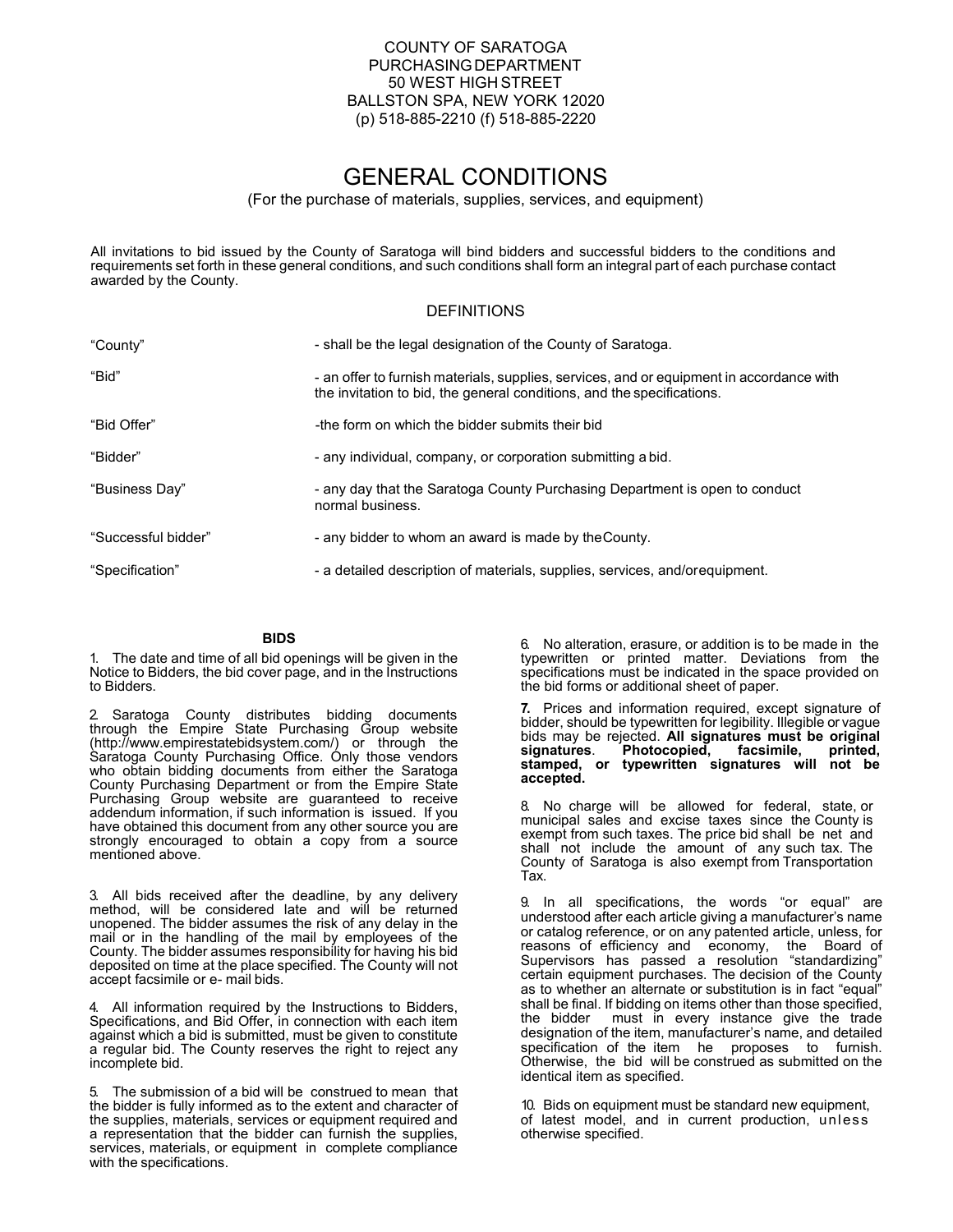COUNTY OF SARATOGA
PURCHASING DEPARTMENT
50 WEST HIGH STREET
BALLSTON SPA, NEW YORK 12020
(p) 518-885-2210 (f) 518-885-2220

# GENERAL CONDITIONS

(For the purchase of materials, supplies, services, and equipment)

All invitations to bid issued by the County of Saratoga will bind bidders and successful bidders to the conditions and requirements set forth in these general conditions, and such conditions shall form an integral part of each purchase contact awarded by the County.

## DEFINITIONS

| | |
|---|---|
| "County" | - shall be the legal designation of the County of Saratoga. |
| "Bid" | - an offer to furnish materials, supplies, services, and or equipment in accordance with the invitation to bid, the general conditions, and the specifications. |
| "Bid Offer" | -the form on which the bidder submits their bid |
| "Bidder" | - any individual, company, or corporation submitting a bid. |
| "Business Day" | - any day that the Saratoga County Purchasing Department is open to conduct normal business. |
| "Successful bidder" | - any bidder to whom an award is made by the County. |
| "Specification" | - a detailed description of materials, supplies, services, and/or equipment. |

### BIDS

1. The date and time of all bid openings will be given in the Notice to Bidders, the bid cover page, and in the Instructions to Bidders.

2. Saratoga County distributes bidding documents through the Empire State Purchasing Group website (http://www.empirestatebidsystem.com/) or through the Saratoga County Purchasing Office. Only those vendors who obtain bidding documents from either the Saratoga County Purchasing Department or from the Empire State Purchasing Group website are guaranteed to receive addendum information, if such information is issued. If you have obtained this document from any other source you are strongly encouraged to obtain a copy from a source mentioned above.

3. All bids received after the deadline, by any delivery method, will be considered late and will be returned unopened. The bidder assumes the risk of any delay in the mail or in the handling of the mail by employees of the County. The bidder assumes responsibility for having his bid deposited on time at the place specified. The County will not accept facsimile or e- mail bids.

4. All information required by the Instructions to Bidders, Specifications, and Bid Offer, in connection with each item against which a bid is submitted, must be given to constitute a regular bid. The County reserves the right to reject any incomplete bid.

5. The submission of a bid will be construed to mean that the bidder is fully informed as to the extent and character of the supplies, materials, services or equipment required and a representation that the bidder can furnish the supplies, services, materials, or equipment in complete compliance with the specifications.

6. No alteration, erasure, or addition is to be made in the typewritten or printed matter. Deviations from the specifications must be indicated in the space provided on the bid forms or additional sheet of paper.

**7.** Prices and information required, except signature of bidder, should be typewritten for legibility. Illegible or vague bids may be rejected. **All signatures must be original signatures**. **Photocopied, facsimile, printed, stamped, or typewritten signatures will not be accepted.**

8. No charge will be allowed for federal, state, or municipal sales and excise taxes since the County is exempt from such taxes. The price bid shall be net and shall not include the amount of any such tax. The County of Saratoga is also exempt from Transportation Tax.

9. In all specifications, the words "or equal" are understood after each article giving a manufacturer's name or catalog reference, or on any patented article, unless, for reasons of efficiency and economy, the Board of Supervisors has passed a resolution "standardizing" certain equipment purchases. The decision of the County as to whether an alternate or substitution is in fact "equal" shall be final. If bidding on items other than those specified, the bidder must in every instance give the trade designation of the item, manufacturer's name, and detailed specification of the item he proposes to furnish. Otherwise, the bid will be construed as submitted on the identical item as specified.

10. Bids on equipment must be standard new equipment, of latest model, and in current production, unless otherwise specified.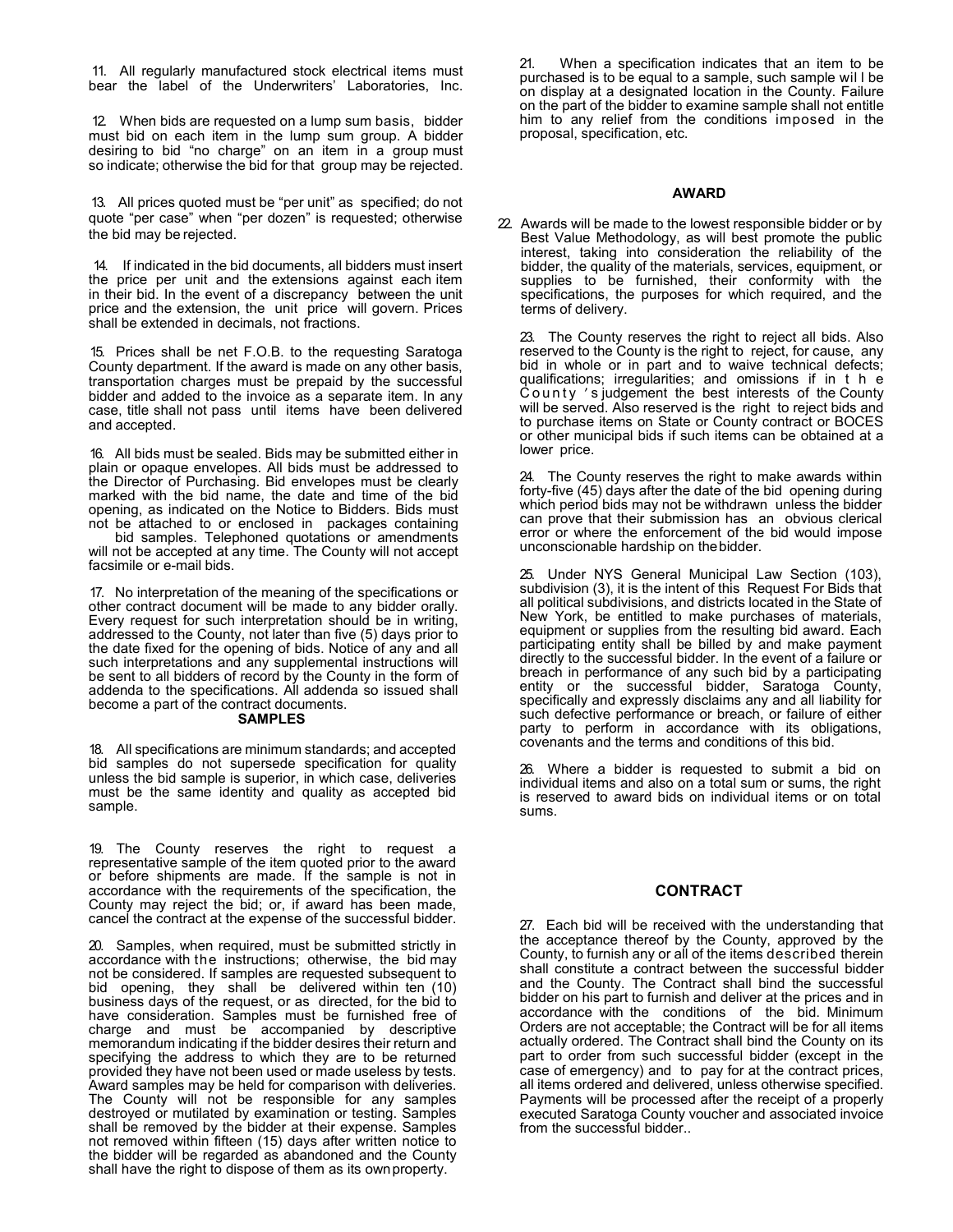11. All regularly manufactured stock electrical items must bear the label of the Underwriters' Laboratories, Inc.

12. When bids are requested on a lump sum basis, bidder must bid on each item in the lump sum group. A bidder desiring to bid "no charge" on an item in a group must so indicate; otherwise the bid for that group may be rejected.

13. All prices quoted must be "per unit" as specified; do not quote "per case" when "per dozen" is requested; otherwise the bid may be rejected.

14. If indicated in the bid documents, all bidders must insert the price per unit and the extensions against each item in their bid. In the event of a discrepancy between the unit price and the extension, the unit price will govern. Prices shall be extended in decimals, not fractions.

15. Prices shall be net F.O.B. to the requesting Saratoga County department. If the award is made on any other basis, transportation charges must be prepaid by the successful bidder and added to the invoice as a separate item. In any case, title shall not pass until items have been delivered and accepted.

16. All bids must be sealed. Bids may be submitted either in plain or opaque envelopes. All bids must be addressed to the Director of Purchasing. Bid envelopes must be clearly marked with the bid name, the date and time of the bid opening, as indicated on the Notice to Bidders. Bids must not be attached to or enclosed in packages containing bid samples. Telephoned quotations or amendments will not be accepted at any time. The County will not accept facsimile or e-mail bids.

17. No interpretation of the meaning of the specifications or other contract document will be made to any bidder orally. Every request for such interpretation should be in writing, addressed to the County, not later than five (5) days prior to the date fixed for the opening of bids. Notice of any and all such interpretations and any supplemental instructions will be sent to all bidders of record by the County in the form of addenda to the specifications. All addenda so issued shall become a part of the contract documents.

## SAMPLES

18. All specifications are minimum standards; and accepted bid samples do not supersede specification for quality unless the bid sample is superior, in which case, deliveries must be the same identity and quality as accepted bid sample.

19. The County reserves the right to request a representative sample of the item quoted prior to the award or before shipments are made. If the sample is not in accordance with the requirements of the specification, the County may reject the bid; or, if award has been made, cancel the contract at the expense of the successful bidder.

20. Samples, when required, must be submitted strictly in accordance with the instructions; otherwise, the bid may not be considered. If samples are requested subsequent to bid opening, they shall be delivered within ten (10) business days of the request, or as directed, for the bid to have consideration. Samples must be furnished free of charge and must be accompanied by descriptive memorandum indicating if the bidder desires their return and specifying the address to which they are to be returned provided they have not been used or made useless by tests. Award samples may be held for comparison with deliveries. The County will not be responsible for any samples destroyed or mutilated by examination or testing. Samples shall be removed by the bidder at their expense. Samples not removed within fifteen (15) days after written notice to the bidder will be regarded as abandoned and the County shall have the right to dispose of them as its own property.

21. When a specification indicates that an item to be purchased is to be equal to a sample, such sample will be on display at a designated location in the County. Failure on the part of the bidder to examine sample shall not entitle him to any relief from the conditions imposed in the proposal, specification, etc.

## AWARD

22. Awards will be made to the lowest responsible bidder or by Best Value Methodology, as will best promote the public interest, taking into consideration the reliability of the bidder, the quality of the materials, services, equipment, or supplies to be furnished, their conformity with the specifications, the purposes for which required, and the terms of delivery.

23. The County reserves the right to reject all bids. Also reserved to the County is the right to reject, for cause, any bid in whole or in part and to waive technical defects; qualifications; irregularities; and omissions if in the County's judgement the best interests of the County will be served. Also reserved is the right to reject bids and to purchase items on State or County contract or BOCES or other municipal bids if such items can be obtained at a lower price.

24. The County reserves the right to make awards within forty-five (45) days after the date of the bid opening during which period bids may not be withdrawn unless the bidder can prove that their submission has an obvious clerical error or where the enforcement of the bid would impose unconscionable hardship on the bidder.

25. Under NYS General Municipal Law Section (103), subdivision (3), it is the intent of this Request For Bids that all political subdivisions, and districts located in the State of New York, be entitled to make purchases of materials, equipment or supplies from the resulting bid award. Each participating entity shall be billed by and make payment directly to the successful bidder. In the event of a failure or breach in performance of any such bid by a participating entity or the successful bidder, Saratoga County, specifically and expressly disclaims any and all liability for such defective performance or breach, or failure of either party to perform in accordance with its obligations, covenants and the terms and conditions of this bid.

26. Where a bidder is requested to submit a bid on individual items and also on a total sum or sums, the right is reserved to award bids on individual items or on total sums.

## CONTRACT

27. Each bid will be received with the understanding that the acceptance thereof by the County, approved by the County, to furnish any or all of the items described therein shall constitute a contract between the successful bidder and the County. The Contract shall bind the successful bidder on his part to furnish and deliver at the prices and in accordance with the conditions of the bid. Minimum Orders are not acceptable; the Contract will be for all items actually ordered. The Contract shall bind the County on its part to order from such successful bidder (except in the case of emergency) and to pay for at the contract prices, all items ordered and delivered, unless otherwise specified. Payments will be processed after the receipt of a properly executed Saratoga County voucher and associated invoice from the successful bidder..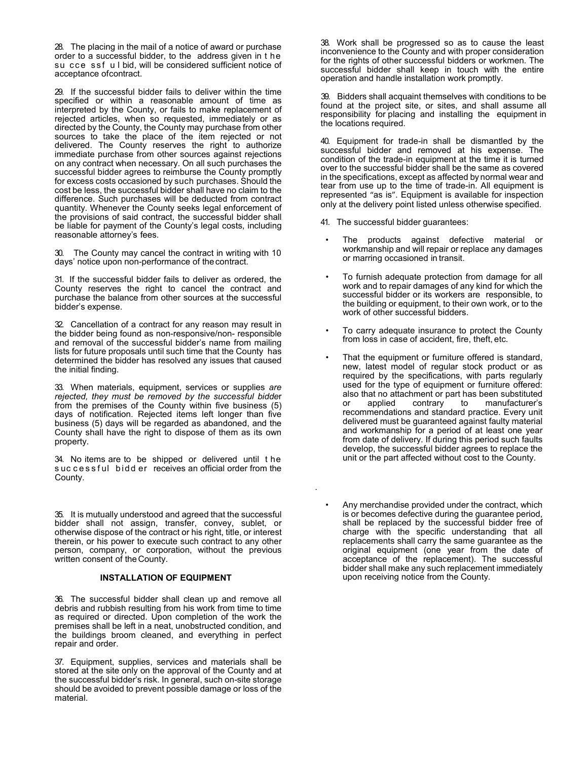28. The placing in the mail of a notice of award or purchase order to a successful bidder, to the address given in the successful bid, will be considered sufficient notice of acceptance ofcontract.

29. If the successful bidder fails to deliver within the time specified or within a reasonable amount of time as interpreted by the County, or fails to make replacement of rejected articles, when so requested, immediately or as directed by the County, the County may purchase from other sources to take the place of the item rejected or not delivered. The County reserves the right to authorize immediate purchase from other sources against rejections on any contract when necessary. On all such purchases the successful bidder agrees to reimburse the County promptly for excess costs occasioned by such purchases. Should the cost be less, the successful bidder shall have no claim to the difference. Such purchases will be deducted from contract quantity. Whenever the County seeks legal enforcement of the provisions of said contract, the successful bidder shall be liable for payment of the County's legal costs, including reasonable attorney's fees.

30. The County may cancel the contract in writing with 10 days' notice upon non-performance of the contract.

31. If the successful bidder fails to deliver as ordered, the County reserves the right to cancel the contract and purchase the balance from other sources at the successful bidder's expense.

32. Cancellation of a contract for any reason may result in the bidder being found as non-responsive/non- responsible and removal of the successful bidder's name from mailing lists for future proposals until such time that the County has determined the bidder has resolved any issues that caused the initial finding.

33. When materials, equipment, services or supplies *are rejected, they must be removed by the successful bidde*r from the premises of the County within five business (5) days of notification. Rejected items left longer than five business (5) days will be regarded as abandoned, and the County shall have the right to dispose of them as its own property.

34. No items are to be shipped or delivered until the successful bidder receives an official order from the County.

35. It is mutually understood and agreed that the successful bidder shall not assign, transfer, convey, sublet, or otherwise dispose of the contract or his right, title, or interest therein, or his power to execute such contract to any other person, company, or corporation, without the previous written consent of the County.

**INSTALLATION OF EQUIPMENT**

36. The successful bidder shall clean up and remove all debris and rubbish resulting from his work from time to time as required or directed. Upon completion of the work the premises shall be left in a neat, unobstructed condition, and the buildings broom cleaned, and everything in perfect repair and order.

37. Equipment, supplies, services and materials shall be stored at the site only on the approval of the County and at the successful bidder's risk. In general, such on-site storage should be avoided to prevent possible damage or loss of the material.

38. Work shall be progressed so as to cause the least inconvenience to the County and with proper consideration for the rights of other successful bidders or workmen. The successful bidder shall keep in touch with the entire operation and handle installation work promptly.

39. Bidders shall acquaint themselves with conditions to be found at the project site, or sites, and shall assume all responsibility for placing and installing the equipment in the locations required.

40. Equipment for trade-in shall be dismantled by the successful bidder and removed at his expense. The condition of the trade-in equipment at the time it is turned over to the successful bidder shall be the same as covered in the specifications, except as affected by normal wear and tear from use up to the time of trade-in. All equipment is represented "as is". Equipment is available for inspection only at the delivery point listed unless otherwise specified.

41. The successful bidder guarantees:

- The products against defective material or workmanship and will repair or replace any damages or marring occasioned in transit.
- To furnish adequate protection from damage for all work and to repair damages of any kind for which the successful bidder or its workers are responsible, to the building or equipment, to their own work, or to the work of other successful bidders.
- To carry adequate insurance to protect the County from loss in case of accident, fire, theft, etc.
- That the equipment or furniture offered is standard, new, latest model of regular stock product or as required by the specifications, with parts regularly used for the type of equipment or furniture offered: also that no attachment or part has been substituted or applied contrary to manufacturer's recommendations and standard practice. Every unit delivered must be guaranteed against faulty material and workmanship for a period of at least one year from date of delivery. If during this period such faults develop, the successful bidder agrees to replace the unit or the part affected without cost to the County.
- Any merchandise provided under the contract, which is or becomes defective during the guarantee period, shall be replaced by the successful bidder free of charge with the specific understanding that all replacements shall carry the same guarantee as the original equipment (one year from the date of acceptance of the replacement). The successful bidder shall make any such replacement immediately upon receiving notice from the County.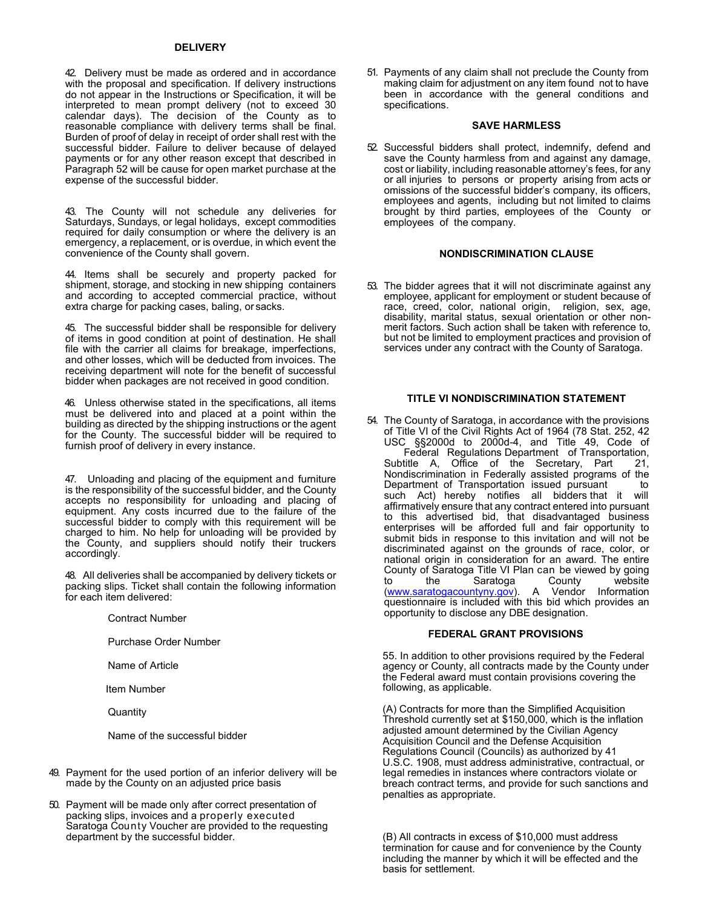## DELIVERY

42. Delivery must be made as ordered and in accordance with the proposal and specification. If delivery instructions do not appear in the Instructions or Specification, it will be interpreted to mean prompt delivery (not to exceed 30 calendar days). The decision of the County as to reasonable compliance with delivery terms shall be final. Burden of proof of delay in receipt of order shall rest with the successful bidder. Failure to deliver because of delayed payments or for any other reason except that described in Paragraph 52 will be cause for open market purchase at the expense of the successful bidder.

43. The County will not schedule any deliveries for Saturdays, Sundays, or legal holidays, except commodities required for daily consumption or where the delivery is an emergency, a replacement, or is overdue, in which event the convenience of the County shall govern.

44. Items shall be securely and property packed for shipment, storage, and stocking in new shipping containers and according to accepted commercial practice, without extra charge for packing cases, baling, or sacks.

45. The successful bidder shall be responsible for delivery of items in good condition at point of destination. He shall file with the carrier all claims for breakage, imperfections, and other losses, which will be deducted from invoices. The receiving department will note for the benefit of successful bidder when packages are not received in good condition.

46. Unless otherwise stated in the specifications, all items must be delivered into and placed at a point within the building as directed by the shipping instructions or the agent for the County. The successful bidder will be required to furnish proof of delivery in every instance.

47. Unloading and placing of the equipment and furniture is the responsibility of the successful bidder, and the County accepts no responsibility for unloading and placing of equipment. Any costs incurred due to the failure of the successful bidder to comply with this requirement will be charged to him. No help for unloading will be provided by the County, and suppliers should notify their truckers accordingly.

48. All deliveries shall be accompanied by delivery tickets or packing slips. Ticket shall contain the following information for each item delivered:

Contract Number

Purchase Order Number

Name of Article

Item Number

Quantity

Name of the successful bidder

49. Payment for the used portion of an inferior delivery will be made by the County on an adjusted price basis

50. Payment will be made only after correct presentation of packing slips, invoices and a properly executed Saratoga County Voucher are provided to the requesting department by the successful bidder.

51. Payments of any claim shall not preclude the County from making claim for adjustment on any item found not to have been in accordance with the general conditions and specifications.

## SAVE HARMLESS

52. Successful bidders shall protect, indemnify, defend and save the County harmless from and against any damage, cost or liability, including reasonable attorney's fees, for any or all injuries to persons or property arising from acts or omissions of the successful bidder's company, its officers, employees and agents, including but not limited to claims brought by third parties, employees of the County or employees of the company.

## NONDISCRIMINATION CLAUSE

53. The bidder agrees that it will not discriminate against any employee, applicant for employment or student because of race, creed, color, national origin, religion, sex, age, disability, marital status, sexual orientation or other non-merit factors. Such action shall be taken with reference to, but not be limited to employment practices and provision of services under any contract with the County of Saratoga.

## TITLE VI NONDISCRIMINATION STATEMENT

54. The County of Saratoga, in accordance with the provisions of Title VI of the Civil Rights Act of 1964 (78 Stat. 252, 42 USC §§2000d to 2000d-4, and Title 49, Code of Federal Regulations Department of Transportation, Subtitle A, Office of the Secretary, Part 21, Nondiscrimination in Federally assisted programs of the Department of Transportation issued pursuant to such Act) hereby notifies all bidders that it will affirmatively ensure that any contract entered into pursuant to this advertised bid, that disadvantaged business enterprises will be afforded full and fair opportunity to submit bids in response to this invitation and will not be discriminated against on the grounds of race, color, or national origin in consideration for an award. The entire County of Saratoga Title VI Plan can be viewed by going to the Saratoga County website (www.saratogacountyny.gov). A Vendor Information questionnaire is included with this bid which provides an opportunity to disclose any DBE designation.

## FEDERAL GRANT PROVISIONS

55. In addition to other provisions required by the Federal agency or County, all contracts made by the County under the Federal award must contain provisions covering the following, as applicable.

(A) Contracts for more than the Simplified Acquisition Threshold currently set at $150,000, which is the inflation adjusted amount determined by the Civilian Agency Acquisition Council and the Defense Acquisition Regulations Council (Councils) as authorized by 41 U.S.C. 1908, must address administrative, contractual, or legal remedies in instances where contractors violate or breach contract terms, and provide for such sanctions and penalties as appropriate.

(B) All contracts in excess of $10,000 must address termination for cause and for convenience by the County including the manner by which it will be effected and the basis for settlement.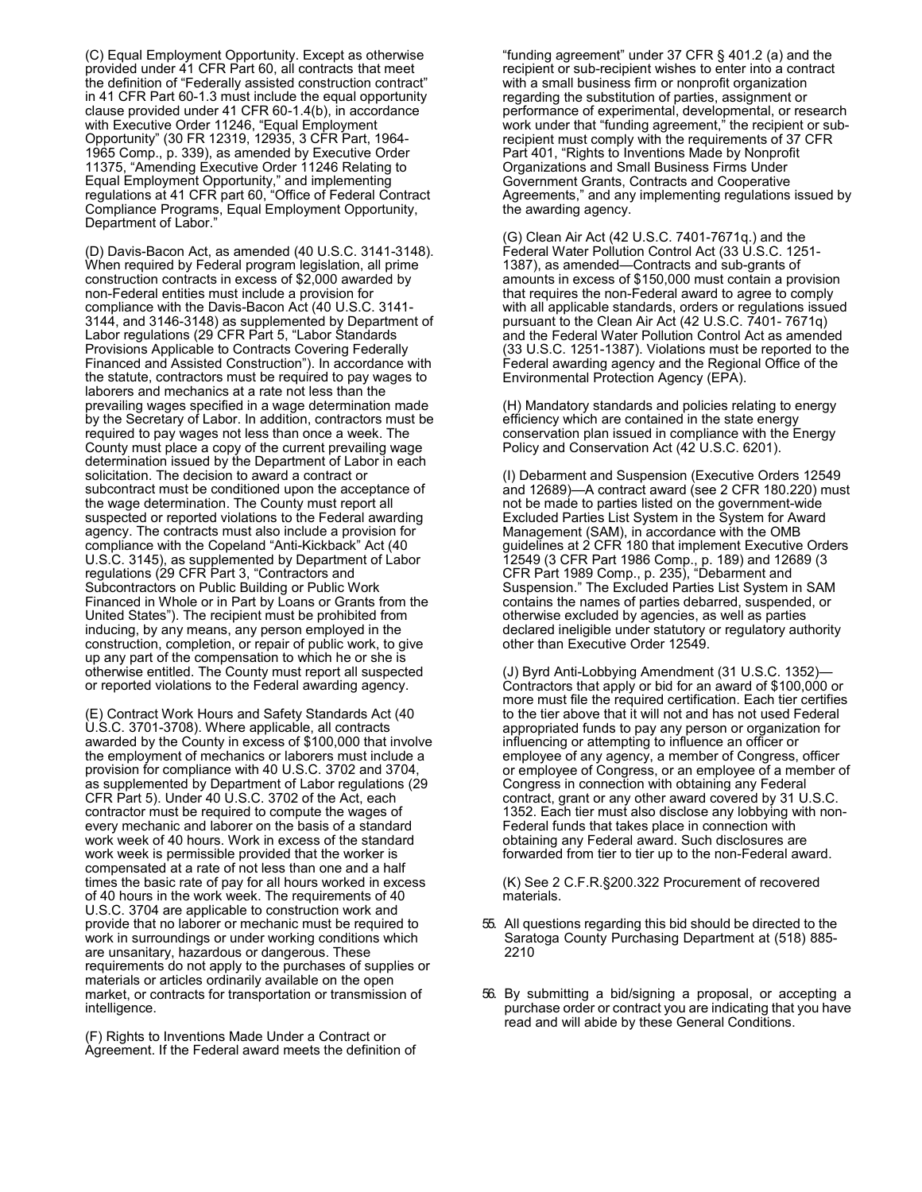(C) Equal Employment Opportunity. Except as otherwise provided under 41 CFR Part 60, all contracts that meet the definition of "Federally assisted construction contract" in 41 CFR Part 60-1.3 must include the equal opportunity clause provided under 41 CFR 60-1.4(b), in accordance with Executive Order 11246, "Equal Employment Opportunity" (30 FR 12319, 12935, 3 CFR Part, 1964-1965 Comp., p. 339), as amended by Executive Order 11375, "Amending Executive Order 11246 Relating to Equal Employment Opportunity," and implementing regulations at 41 CFR part 60, "Office of Federal Contract Compliance Programs, Equal Employment Opportunity, Department of Labor."

(D) Davis-Bacon Act, as amended (40 U.S.C. 3141-3148). When required by Federal program legislation, all prime construction contracts in excess of $2,000 awarded by non-Federal entities must include a provision for compliance with the Davis-Bacon Act (40 U.S.C. 3141-3144, and 3146-3148) as supplemented by Department of Labor regulations (29 CFR Part 5, "Labor Standards Provisions Applicable to Contracts Covering Federally Financed and Assisted Construction"). In accordance with the statute, contractors must be required to pay wages to laborers and mechanics at a rate not less than the prevailing wages specified in a wage determination made by the Secretary of Labor. In addition, contractors must be required to pay wages not less than once a week. The County must place a copy of the current prevailing wage determination issued by the Department of Labor in each solicitation. The decision to award a contract or subcontract must be conditioned upon the acceptance of the wage determination. The County must report all suspected or reported violations to the Federal awarding agency. The contracts must also include a provision for compliance with the Copeland "Anti-Kickback" Act (40 U.S.C. 3145), as supplemented by Department of Labor regulations (29 CFR Part 3, "Contractors and Subcontractors on Public Building or Public Work Financed in Whole or in Part by Loans or Grants from the United States"). The recipient must be prohibited from inducing, by any means, any person employed in the construction, completion, or repair of public work, to give up any part of the compensation to which he or she is otherwise entitled. The County must report all suspected or reported violations to the Federal awarding agency.

(E) Contract Work Hours and Safety Standards Act (40 U.S.C. 3701-3708). Where applicable, all contracts awarded by the County in excess of $100,000 that involve the employment of mechanics or laborers must include a provision for compliance with 40 U.S.C. 3702 and 3704, as supplemented by Department of Labor regulations (29 CFR Part 5). Under 40 U.S.C. 3702 of the Act, each contractor must be required to compute the wages of every mechanic and laborer on the basis of a standard work week of 40 hours. Work in excess of the standard work week is permissible provided that the worker is compensated at a rate of not less than one and a half times the basic rate of pay for all hours worked in excess of 40 hours in the work week. The requirements of 40 U.S.C. 3704 are applicable to construction work and provide that no laborer or mechanic must be required to work in surroundings or under working conditions which are unsanitary, hazardous or dangerous. These requirements do not apply to the purchases of supplies or materials or articles ordinarily available on the open market, or contracts for transportation or transmission of intelligence.

(F) Rights to Inventions Made Under a Contract or Agreement. If the Federal award meets the definition of "funding agreement" under 37 CFR § 401.2 (a) and the recipient or sub-recipient wishes to enter into a contract with a small business firm or nonprofit organization regarding the substitution of parties, assignment or performance of experimental, developmental, or research work under that "funding agreement," the recipient or sub-recipient must comply with the requirements of 37 CFR Part 401, "Rights to Inventions Made by Nonprofit Organizations and Small Business Firms Under Government Grants, Contracts and Cooperative Agreements," and any implementing regulations issued by the awarding agency.

(G) Clean Air Act (42 U.S.C. 7401-7671q.) and the Federal Water Pollution Control Act (33 U.S.C. 1251-1387), as amended—Contracts and sub-grants of amounts in excess of $150,000 must contain a provision that requires the non-Federal award to agree to comply with all applicable standards, orders or regulations issued pursuant to the Clean Air Act (42 U.S.C. 7401- 7671q) and the Federal Water Pollution Control Act as amended (33 U.S.C. 1251-1387). Violations must be reported to the Federal awarding agency and the Regional Office of the Environmental Protection Agency (EPA).

(H) Mandatory standards and policies relating to energy efficiency which are contained in the state energy conservation plan issued in compliance with the Energy Policy and Conservation Act (42 U.S.C. 6201).

(I) Debarment and Suspension (Executive Orders 12549 and 12689)—A contract award (see 2 CFR 180.220) must not be made to parties listed on the government-wide Excluded Parties List System in the System for Award Management (SAM), in accordance with the OMB guidelines at 2 CFR 180 that implement Executive Orders 12549 (3 CFR Part 1986 Comp., p. 189) and 12689 (3 CFR Part 1989 Comp., p. 235), "Debarment and Suspension." The Excluded Parties List System in SAM contains the names of parties debarred, suspended, or otherwise excluded by agencies, as well as parties declared ineligible under statutory or regulatory authority other than Executive Order 12549.

(J) Byrd Anti-Lobbying Amendment (31 U.S.C. 1352)—Contractors that apply or bid for an award of $100,000 or more must file the required certification. Each tier certifies to the tier above that it will not and has not used Federal appropriated funds to pay any person or organization for influencing or attempting to influence an officer or employee of any agency, a member of Congress, officer or employee of Congress, or an employee of a member of Congress in connection with obtaining any Federal contract, grant or any other award covered by 31 U.S.C. 1352. Each tier must also disclose any lobbying with non-Federal funds that takes place in connection with obtaining any Federal award. Such disclosures are forwarded from tier to tier up to the non-Federal award.

(K) See 2 C.F.R.§200.322 Procurement of recovered materials.

55. All questions regarding this bid should be directed to the Saratoga County Purchasing Department at (518) 885-2210

56. By submitting a bid/signing a proposal, or accepting a purchase order or contract you are indicating that you have read and will abide by these General Conditions.